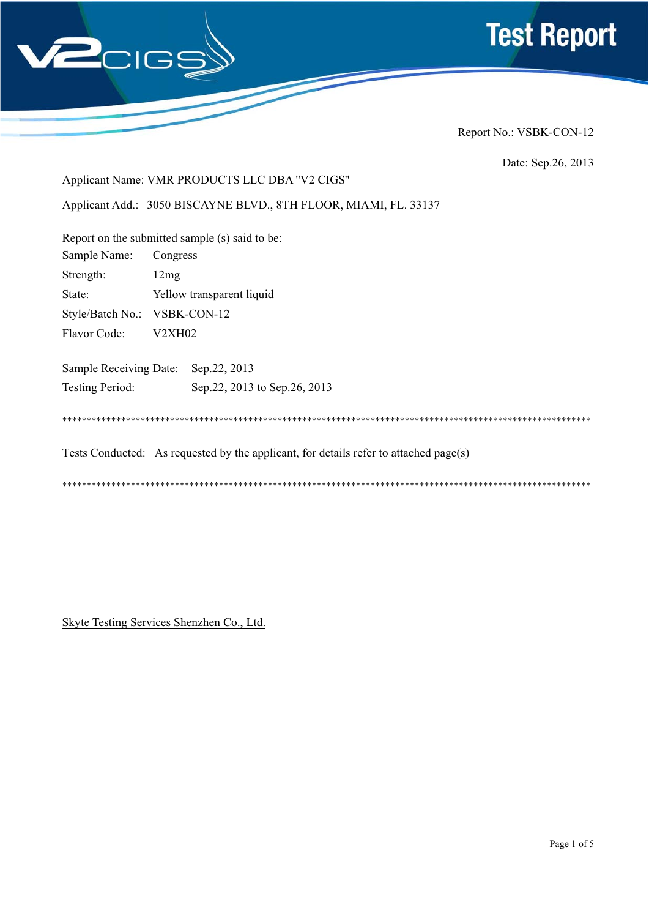# Test Report

Report No.: VSBK-CON-12

Date: Sep.26, 2013

Applicant Name: VMR PRODUCTS LLC DBA "V2 CIGS"

Applicant Add.: 3050 BISCAYNE BLVD., 8TH FLOOR, MIAMI, FL. 33137

Report on the submitted sample (s) said to be:

Sample Name: Congress

Strength: 12mg

State: Yellow transparent liquid

Style/Batch No.: VSBK-CON-12

Flavor Code: V2XH02

Sample Receiving Date: Sep.22, 2013

Testing Period: Sep.22, 2013 to Sep.26, 2013

************************************************************************************************************

Tests Conducted: As requested by the applicant, for details refer to attached page(s)

************************************************************************************************************

Skyte Testing Services Shenzhen Co., Ltd.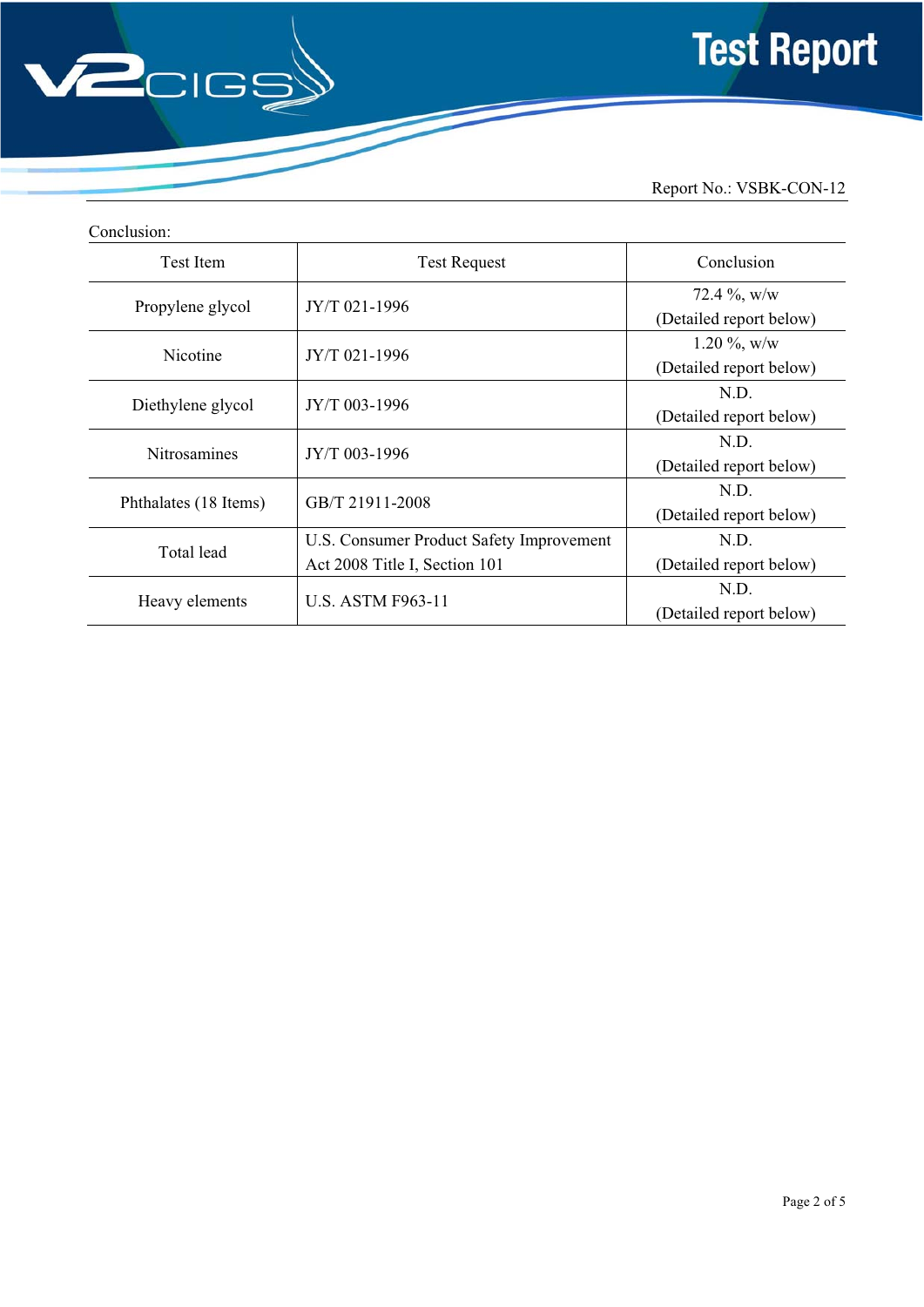Report No.: VSBK-CON-12

Conclusion:

| Test Item | Test Request | Conclusion |
|---|---|---|
| Propylene glycol | JY/T 021-1996 | 72.4 %, w/w (Detailed report below) |
| Nicotine | JY/T 021-1996 | 1.20 %, w/w (Detailed report below) |
| Diethylene glycol | JY/T 003-1996 | N.D. (Detailed report below) |
| Nitrosamines | JY/T 003-1996 | N.D. (Detailed report below) |
| Phthalates (18 Items) | GB/T 21911-2008 | N.D. (Detailed report below) |
| Total lead | U.S. Consumer Product Safety Improvement Act 2008 Title I, Section 101 | N.D. (Detailed report below) |
| Heavy elements | U.S. ASTM F963-11 | N.D. (Detailed report below) |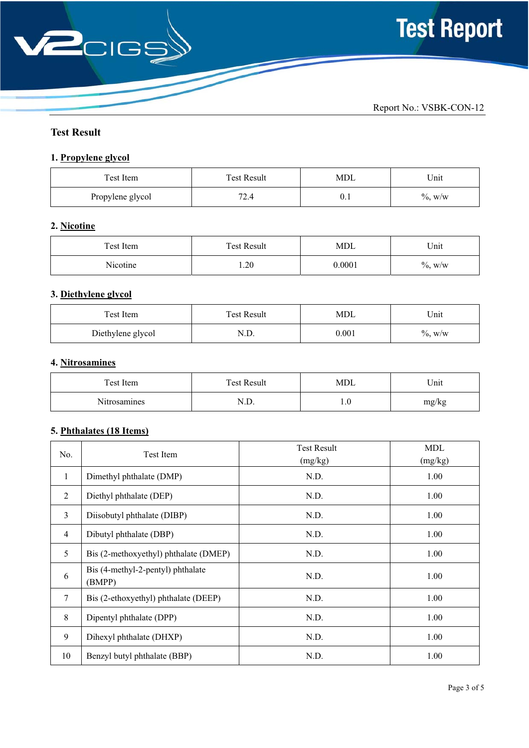Report No.: VSBK-CON-12

## Test Result

### 1. Propylene glycol

| Test Item | Test Result | MDL | Unit |
|---|---|---|---|
| Propylene glycol | 72.4 | 0.1 | %, w/w |

### 2. Nicotine

| Test Item | Test Result | MDL | Unit |
|---|---|---|---|
| Nicotine | 1.20 | 0.0001 | %, w/w |

### 3. Diethylene glycol

| Test Item | Test Result | MDL | Unit |
|---|---|---|---|
| Diethylene glycol | N.D. | 0.001 | %, w/w |

### 4. Nitrosamines

| Test Item | Test Result | MDL | Unit |
|---|---|---|---|
| Nitrosamines | N.D. | 1.0 | mg/kg |

### 5. Phthalates (18 Items)

| No. | Test Item | Test Result (mg/kg) | MDL (mg/kg) |
|---|---|---|---|
| 1 | Dimethyl phthalate (DMP) | N.D. | 1.00 |
| 2 | Diethyl phthalate (DEP) | N.D. | 1.00 |
| 3 | Diisobutyl phthalate (DIBP) | N.D. | 1.00 |
| 4 | Dibutyl phthalate (DBP) | N.D. | 1.00 |
| 5 | Bis (2-methoxyethyl) phthalate (DMEP) | N.D. | 1.00 |
| 6 | Bis (4-methyl-2-pentyl) phthalate (BMPP) | N.D. | 1.00 |
| 7 | Bis (2-ethoxyethyl) phthalate (DEEP) | N.D. | 1.00 |
| 8 | Dipentyl phthalate (DPP) | N.D. | 1.00 |
| 9 | Dihexyl phthalate (DHXP) | N.D. | 1.00 |
| 10 | Benzyl butyl phthalate (BBP) | N.D. | 1.00 |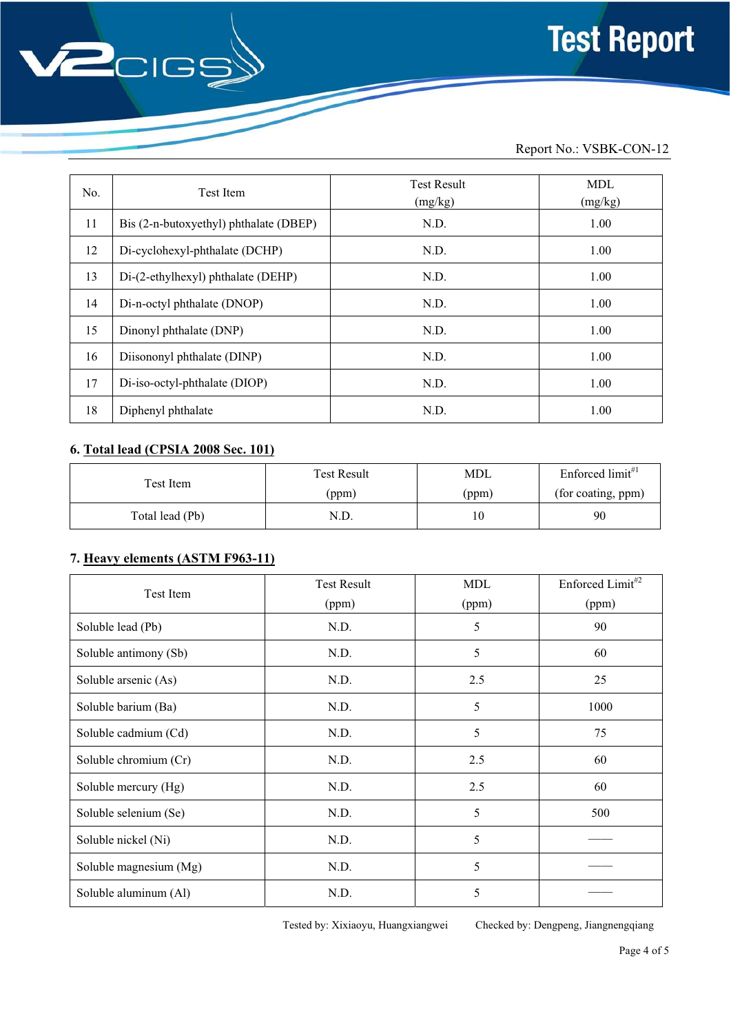Report No.: VSBK-CON-12

| No. | Test Item | Test Result (mg/kg) | MDL (mg/kg) |
|---|---|---|---|
| 11 | Bis (2-n-butoxyethyl) phthalate (DBEP) | N.D. | 1.00 |
| 12 | Di-cyclohexyl-phthalate (DCHP) | N.D. | 1.00 |
| 13 | Di-(2-ethylhexyl) phthalate (DEHP) | N.D. | 1.00 |
| 14 | Di-n-octyl phthalate (DNOP) | N.D. | 1.00 |
| 15 | Dinonyl phthalate (DNP) | N.D. | 1.00 |
| 16 | Diisononyl phthalate (DINP) | N.D. | 1.00 |
| 17 | Di-iso-octyl-phthalate (DIOP) | N.D. | 1.00 |
| 18 | Diphenyl phthalate | N.D. | 1.00 |

### 6. Total lead (CPSIA 2008 Sec. 101)

| Test Item | Test Result (ppm) | MDL (ppm) | Enforced limit[#1] (for coating, ppm) |
|---|---|---|---|
| Total lead (Pb) | N.D. | 10 | 90 |

### 7. Heavy elements (ASTM F963-11)

| Test Item | Test Result (ppm) | MDL (ppm) | Enforced Limit[#2] (ppm) |
|---|---|---|---|
| Soluble lead (Pb) | N.D. | 5 | 90 |
| Soluble antimony (Sb) | N.D. | 5 | 60 |
| Soluble arsenic (As) | N.D. | 2.5 | 25 |
| Soluble barium (Ba) | N.D. | 5 | 1000 |
| Soluble cadmium (Cd) | N.D. | 5 | 75 |
| Soluble chromium (Cr) | N.D. | 2.5 | 60 |
| Soluble mercury (Hg) | N.D. | 2.5 | 60 |
| Soluble selenium (Se) | N.D. | 5 | 500 |
| Soluble nickel (Ni) | N.D. | 5 | —— |
| Soluble magnesium (Mg) | N.D. | 5 | —— |
| Soluble aluminum (Al) | N.D. | 5 | —— |

Tested by: Xixiaoyu, Huangxiangwei     Checked by: Dengpeng, Jiangnengqiang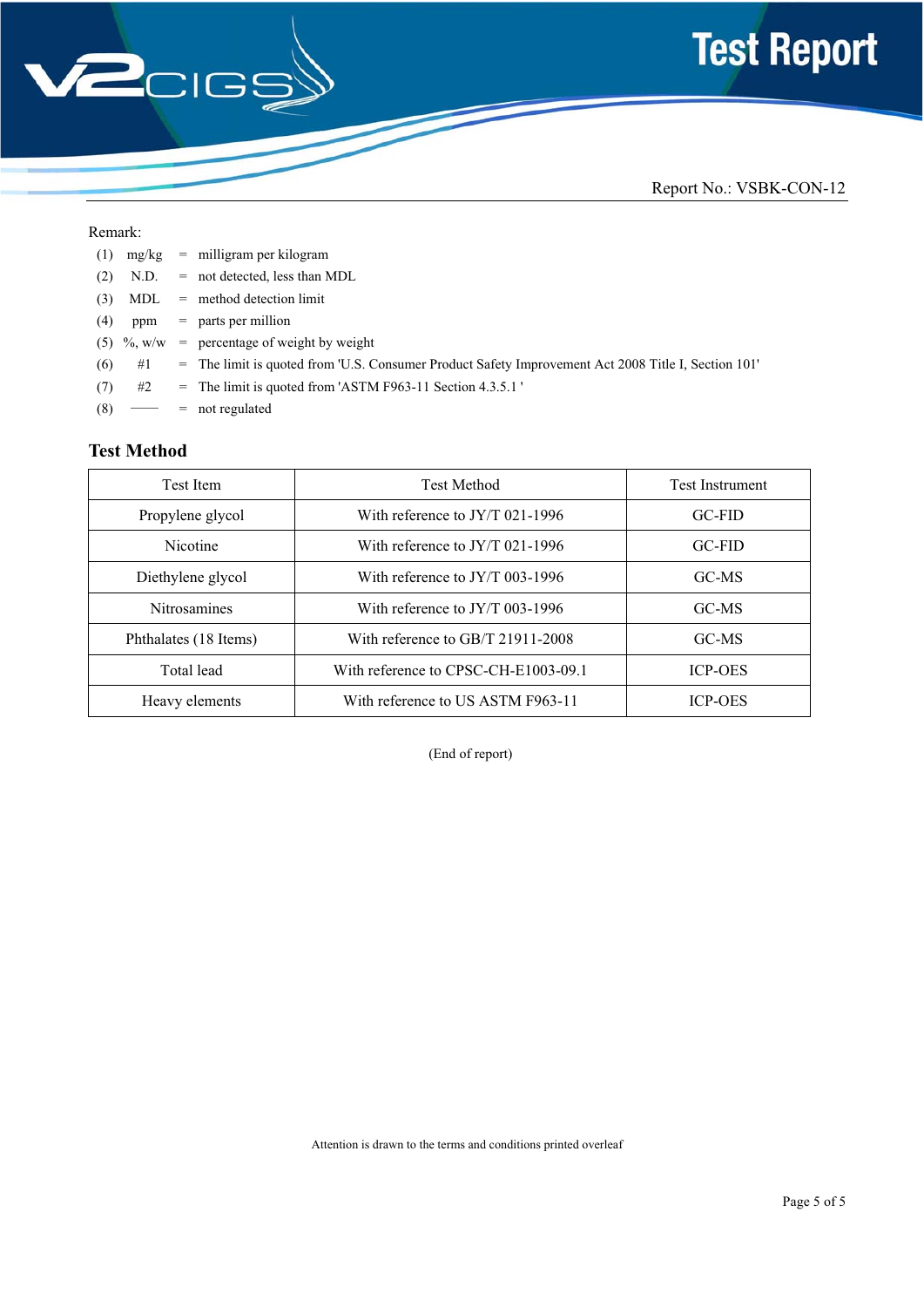Remark:

(1) mg/kg = milligram per kilogram
(2) N.D. = not detected, less than MDL
(3) MDL = method detection limit
(4) ppm = parts per million
(5) %, w/w = percentage of weight by weight
(6) #1 = The limit is quoted from 'U.S. Consumer Product Safety Improvement Act 2008 Title I, Section 101'
(7) #2 = The limit is quoted from 'ASTM F963-11 Section 4.3.5.1 '
(8) —— = not regulated

## Test Method

| Test Item | Test Method | Test Instrument |
|---|---|---|
| Propylene glycol | With reference to JY/T 021-1996 | GC-FID |
| Nicotine | With reference to JY/T 021-1996 | GC-FID |
| Diethylene glycol | With reference to JY/T 003-1996 | GC-MS |
| Nitrosamines | With reference to JY/T 003-1996 | GC-MS |
| Phthalates (18 Items) | With reference to GB/T 21911-2008 | GC-MS |
| Total lead | With reference to CPSC-CH-E1003-09.1 | ICP-OES |
| Heavy elements | With reference to US ASTM F963-11 | ICP-OES |

(End of report)

Attention is drawn to the terms and conditions printed overleaf